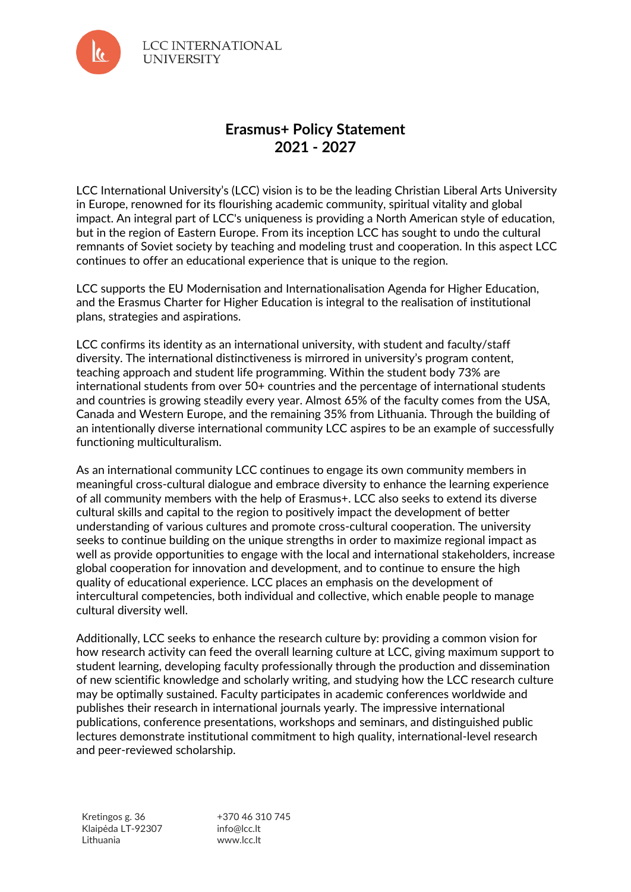# Erasmus+ Policy Statement 2021 - 2027

LCC International University's (LCC) vision is to be the leading Christian Liberal Arts University in Europe, renowned for its flourishing academic community, spiritual vitality and global impact. An integral part of LCC's uniqueness is providing a North American style of education, but in the region of Eastern Europe. From its inception LCC has sought to undo the cultural remnants of Soviet society by teaching and modeling trust and cooperation. In this aspect LCC continues to offer an educational experience that is unique to the region.

LCC supports the EU Modernisation and Internationalisation Agenda for Higher Education, and the Erasmus Charter for Higher Education is integral to the realisation of institutional plans, strategies and aspirations.

LCC confirms its identity as an international university, with student and faculty/staff diversity. The international distinctiveness is mirrored in university's program content, teaching approach and student life programming. Within the student body 73% are international students from over 50+ countries and the percentage of international students and countries is growing steadily every year. Almost 65% of the faculty comes from the USA, Canada and Western Europe, and the remaining 35% from Lithuania. Through the building of an intentionally diverse international community LCC aspires to be an example of successfully functioning multiculturalism.

As an international community LCC continues to engage its own community members in meaningful cross-cultural dialogue and embrace diversity to enhance the learning experience of all community members with the help of Erasmus+. LCC also seeks to extend its diverse cultural skills and capital to the region to positively impact the development of better understanding of various cultures and promote cross-cultural cooperation. The university seeks to continue building on the unique strengths in order to maximize regional impact as well as provide opportunities to engage with the local and international stakeholders, increase global cooperation for innovation and development, and to continue to ensure the high quality of educational experience. LCC places an emphasis on the development of intercultural competencies, both individual and collective, which enable people to manage cultural diversity well.

Additionally, LCC seeks to enhance the research culture by: providing a common vision for how research activity can feed the overall learning culture at LCC, giving maximum support to student learning, developing faculty professionally through the production and dissemination of new scientific knowledge and scholarly writing, and studying how the LCC research culture may be optimally sustained. Faculty participates in academic conferences worldwide and publishes their research in international journals yearly. The impressive international publications, conference presentations, workshops and seminars, and distinguished public lectures demonstrate institutional commitment to high quality, international-level research and peer-reviewed scholarship.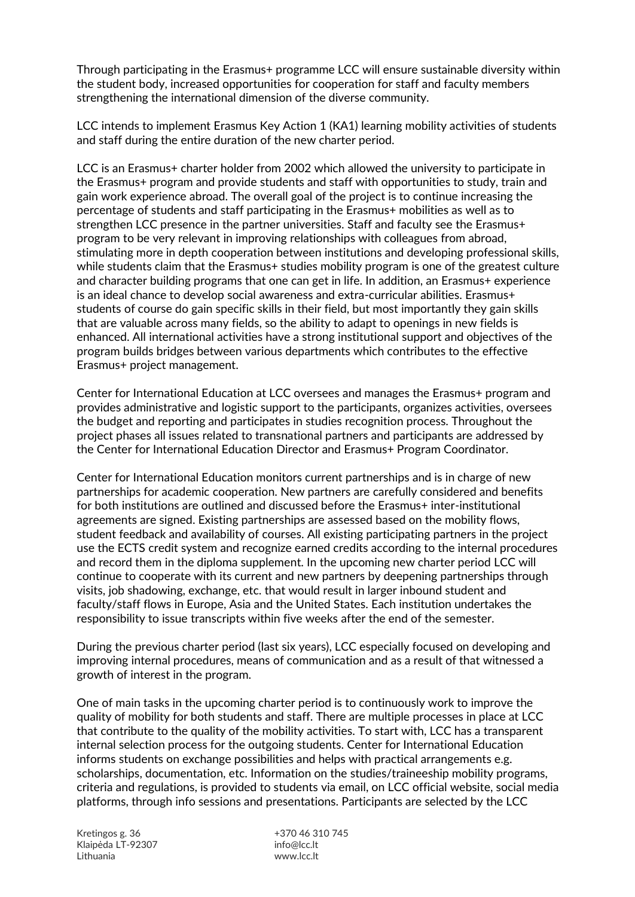Through participating in the Erasmus+ programme LCC will ensure sustainable diversity within the student body, increased opportunities for cooperation for staff and faculty members strengthening the international dimension of the diverse community.

LCC intends to implement Erasmus Key Action 1 (KA1) learning mobility activities of students and staff during the entire duration of the new charter period.

LCC is an Erasmus+ charter holder from 2002 which allowed the university to participate in the Erasmus+ program and provide students and staff with opportunities to study, train and gain work experience abroad. The overall goal of the project is to continue increasing the percentage of students and staff participating in the Erasmus+ mobilities as well as to strengthen LCC presence in the partner universities. Staff and faculty see the Erasmus+ program to be very relevant in improving relationships with colleagues from abroad, stimulating more in depth cooperation between institutions and developing professional skills, while students claim that the Erasmus+ studies mobility program is one of the greatest culture and character building programs that one can get in life. In addition, an Erasmus+ experience is an ideal chance to develop social awareness and extra-curricular abilities. Erasmus+ students of course do gain specific skills in their field, but most importantly they gain skills that are valuable across many fields, so the ability to adapt to openings in new fields is enhanced. All international activities have a strong institutional support and objectives of the program builds bridges between various departments which contributes to the effective Erasmus+ project management.

Center for International Education at LCC oversees and manages the Erasmus+ program and provides administrative and logistic support to the participants, organizes activities, oversees the budget and reporting and participates in studies recognition process. Throughout the project phases all issues related to transnational partners and participants are addressed by the Center for International Education Director and Erasmus+ Program Coordinator.

Center for International Education monitors current partnerships and is in charge of new partnerships for academic cooperation. New partners are carefully considered and benefits for both institutions are outlined and discussed before the Erasmus+ inter-institutional agreements are signed. Existing partnerships are assessed based on the mobility flows, student feedback and availability of courses. All existing participating partners in the project use the ECTS credit system and recognize earned credits according to the internal procedures and record them in the diploma supplement. In the upcoming new charter period LCC will continue to cooperate with its current and new partners by deepening partnerships through visits, job shadowing, exchange, etc. that would result in larger inbound student and faculty/staff flows in Europe, Asia and the United States. Each institution undertakes the responsibility to issue transcripts within five weeks after the end of the semester.

During the previous charter period (last six years), LCC especially focused on developing and improving internal procedures, means of communication and as a result of that witnessed a growth of interest in the program.

One of main tasks in the upcoming charter period is to continuously work to improve the quality of mobility for both students and staff. There are multiple processes in place at LCC that contribute to the quality of the mobility activities. To start with, LCC has a transparent internal selection process for the outgoing students. Center for International Education informs students on exchange possibilities and helps with practical arrangements e.g. scholarships, documentation, etc. Information on the studies/traineeship mobility programs, criteria and regulations, is provided to students via email, on LCC official website, social media platforms, through info sessions and presentations. Participants are selected by the LCC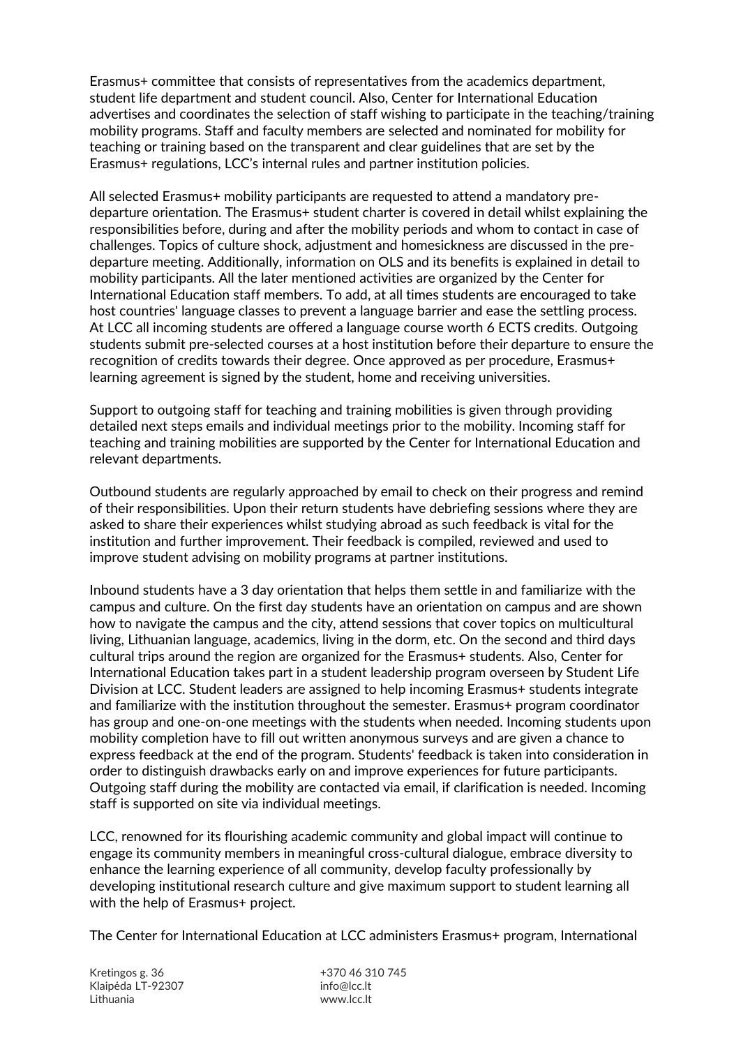Erasmus+ committee that consists of representatives from the academics department, student life department and student council. Also, Center for International Education advertises and coordinates the selection of staff wishing to participate in the teaching/training mobility programs. Staff and faculty members are selected and nominated for mobility for teaching or training based on the transparent and clear guidelines that are set by the Erasmus+ regulations, LCC's internal rules and partner institution policies.

All selected Erasmus+ mobility participants are requested to attend a mandatory pre-departure orientation. The Erasmus+ student charter is covered in detail whilst explaining the responsibilities before, during and after the mobility periods and whom to contact in case of challenges. Topics of culture shock, adjustment and homesickness are discussed in the pre-departure meeting. Additionally, information on OLS and its benefits is explained in detail to mobility participants. All the later mentioned activities are organized by the Center for International Education staff members. To add, at all times students are encouraged to take host countries' language classes to prevent a language barrier and ease the settling process. At LCC all incoming students are offered a language course worth 6 ECTS credits. Outgoing students submit pre-selected courses at a host institution before their departure to ensure the recognition of credits towards their degree. Once approved as per procedure, Erasmus+ learning agreement is signed by the student, home and receiving universities.

Support to outgoing staff for teaching and training mobilities is given through providing detailed next steps emails and individual meetings prior to the mobility. Incoming staff for teaching and training mobilities are supported by the Center for International Education and relevant departments.

Outbound students are regularly approached by email to check on their progress and remind of their responsibilities. Upon their return students have debriefing sessions where they are asked to share their experiences whilst studying abroad as such feedback is vital for the institution and further improvement. Their feedback is compiled, reviewed and used to improve student advising on mobility programs at partner institutions.

Inbound students have a 3 day orientation that helps them settle in and familiarize with the campus and culture. On the first day students have an orientation on campus and are shown how to navigate the campus and the city, attend sessions that cover topics on multicultural living, Lithuanian language, academics, living in the dorm, etc. On the second and third days cultural trips around the region are organized for the Erasmus+ students. Also, Center for International Education takes part in a student leadership program overseen by Student Life Division at LCC. Student leaders are assigned to help incoming Erasmus+ students integrate and familiarize with the institution throughout the semester. Erasmus+ program coordinator has group and one-on-one meetings with the students when needed. Incoming students upon mobility completion have to fill out written anonymous surveys and are given a chance to express feedback at the end of the program. Students' feedback is taken into consideration in order to distinguish drawbacks early on and improve experiences for future participants. Outgoing staff during the mobility are contacted via email, if clarification is needed. Incoming staff is supported on site via individual meetings.

LCC, renowned for its flourishing academic community and global impact will continue to engage its community members in meaningful cross-cultural dialogue, embrace diversity to enhance the learning experience of all community, develop faculty professionally by developing institutional research culture and give maximum support to student learning all with the help of Erasmus+ project.

The Center for International Education at LCC administers Erasmus+ program, International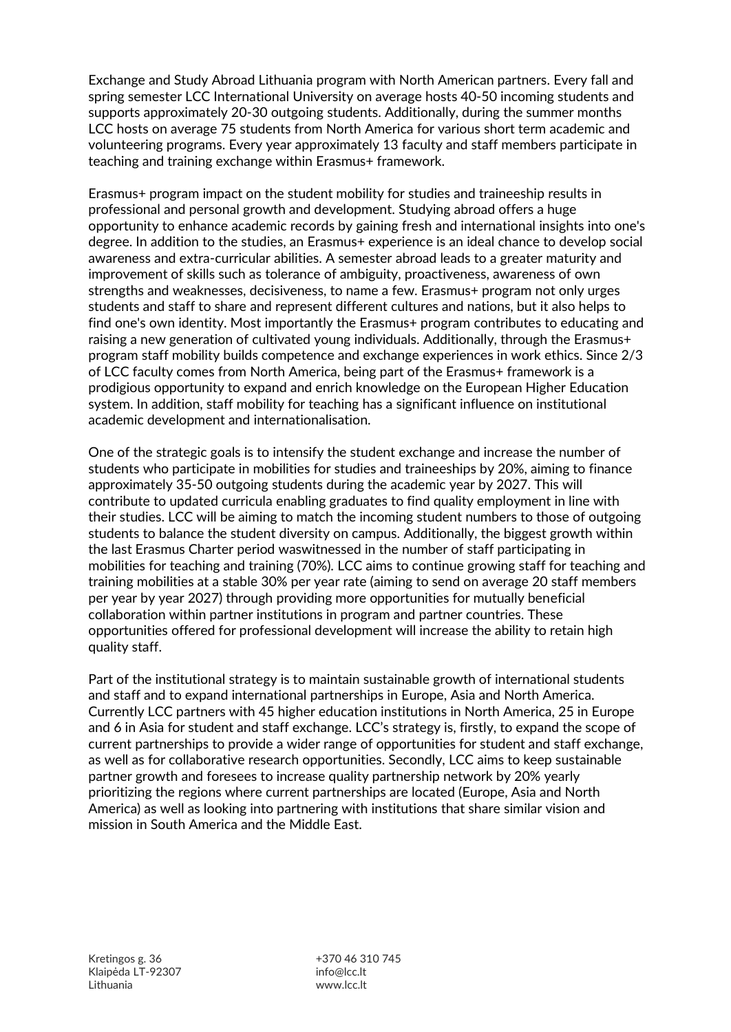Exchange and Study Abroad Lithuania program with North American partners. Every fall and spring semester LCC International University on average hosts 40-50 incoming students and supports approximately 20-30 outgoing students. Additionally, during the summer months LCC hosts on average 75 students from North America for various short term academic and volunteering programs. Every year approximately 13 faculty and staff members participate in teaching and training exchange within Erasmus+ framework.

Erasmus+ program impact on the student mobility for studies and traineeship results in professional and personal growth and development. Studying abroad offers a huge opportunity to enhance academic records by gaining fresh and international insights into one's degree. In addition to the studies, an Erasmus+ experience is an ideal chance to develop social awareness and extra-curricular abilities. A semester abroad leads to a greater maturity and improvement of skills such as tolerance of ambiguity, proactiveness, awareness of own strengths and weaknesses, decisiveness, to name a few. Erasmus+ program not only urges students and staff to share and represent different cultures and nations, but it also helps to find one's own identity. Most importantly the Erasmus+ program contributes to educating and raising a new generation of cultivated young individuals. Additionally, through the Erasmus+ program staff mobility builds competence and exchange experiences in work ethics. Since 2/3 of LCC faculty comes from North America, being part of the Erasmus+ framework is a prodigious opportunity to expand and enrich knowledge on the European Higher Education system. In addition, staff mobility for teaching has a significant influence on institutional academic development and internationalisation.

One of the strategic goals is to intensify the student exchange and increase the number of students who participate in mobilities for studies and traineeships by 20%, aiming to finance approximately 35-50 outgoing students during the academic year by 2027. This will contribute to updated curricula enabling graduates to find quality employment in line with their studies. LCC will be aiming to match the incoming student numbers to those of outgoing students to balance the student diversity on campus. Additionally, the biggest growth within the last Erasmus Charter period waswitnessed in the number of staff participating in mobilities for teaching and training (70%). LCC aims to continue growing staff for teaching and training mobilities at a stable 30% per year rate (aiming to send on average 20 staff members per year by year 2027) through providing more opportunities for mutually beneficial collaboration within partner institutions in program and partner countries. These opportunities offered for professional development will increase the ability to retain high quality staff.

Part of the institutional strategy is to maintain sustainable growth of international students and staff and to expand international partnerships in Europe, Asia and North America. Currently LCC partners with 45 higher education institutions in North America, 25 in Europe and 6 in Asia for student and staff exchange. LCC's strategy is, firstly, to expand the scope of current partnerships to provide a wider range of opportunities for student and staff exchange, as well as for collaborative research opportunities. Secondly, LCC aims to keep sustainable partner growth and foresees to increase quality partnership network by 20% yearly prioritizing the regions where current partnerships are located (Europe, Asia and North America) as well as looking into partnering with institutions that share similar vision and mission in South America and the Middle East.